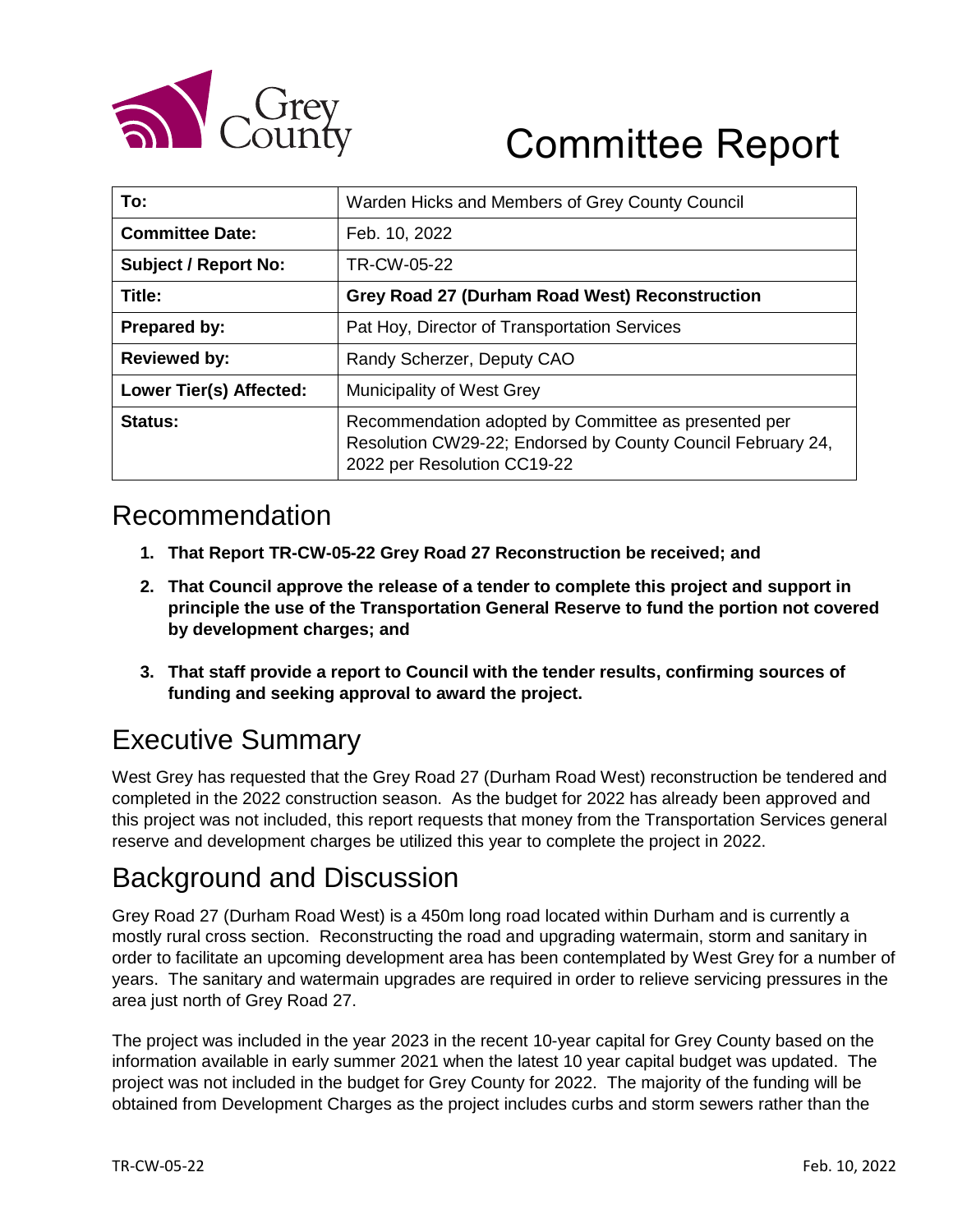# Committee Report

| To: | Warden Hicks and Members of Grey County Council |
|---|---|
| **Committee Date:** | Feb. 10, 2022 |
| **Subject / Report No:** | TR-CW-05-22 |
| **Title:** | **Grey Road 27 (Durham Road West) Reconstruction** |
| **Prepared by:** | Pat Hoy, Director of Transportation Services |
| **Reviewed by:** | Randy Scherzer, Deputy CAO |
| **Lower Tier(s) Affected:** | Municipality of West Grey |
| **Status:** | Recommendation adopted by Committee as presented per Resolution CW29-22; Endorsed by County Council February 24, 2022 per Resolution CC19-22 |

## Recommendation

1. **That Report TR-CW-05-22 Grey Road 27 Reconstruction be received; and**
2. **That Council approve the release of a tender to complete this project and support in principle the use of the Transportation General Reserve to fund the portion not covered by development charges; and**
3. **That staff provide a report to Council with the tender results, confirming sources of funding and seeking approval to award the project.**

## Executive Summary

West Grey has requested that the Grey Road 27 (Durham Road West) reconstruction be tendered and completed in the 2022 construction season. As the budget for 2022 has already been approved and this project was not included, this report requests that money from the Transportation Services general reserve and development charges be utilized this year to complete the project in 2022.

## Background and Discussion

Grey Road 27 (Durham Road West) is a 450m long road located within Durham and is currently a mostly rural cross section. Reconstructing the road and upgrading watermain, storm and sanitary in order to facilitate an upcoming development area has been contemplated by West Grey for a number of years. The sanitary and watermain upgrades are required in order to relieve servicing pressures in the area just north of Grey Road 27.

The project was included in the year 2023 in the recent 10-year capital for Grey County based on the information available in early summer 2021 when the latest 10 year capital budget was updated. The project was not included in the budget for Grey County for 2022. The majority of the funding will be obtained from Development Charges as the project includes curbs and storm sewers rather than the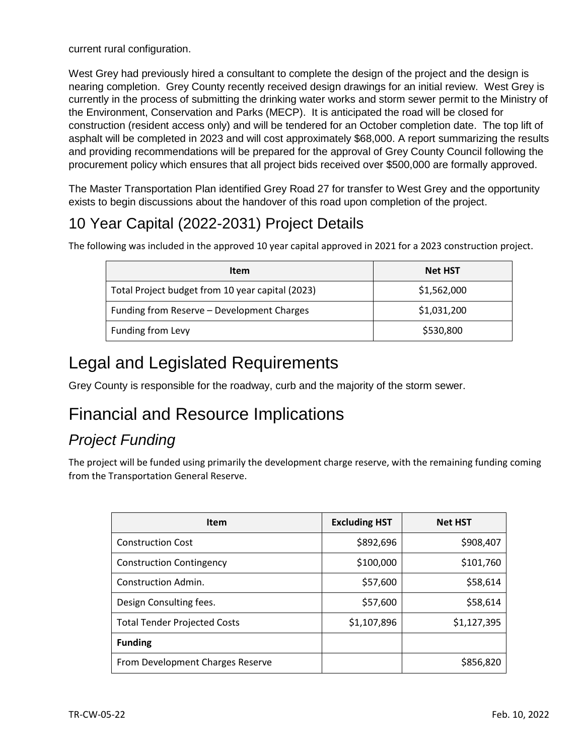current rural configuration.

West Grey had previously hired a consultant to complete the design of the project and the design is nearing completion. Grey County recently received design drawings for an initial review. West Grey is currently in the process of submitting the drinking water works and storm sewer permit to the Ministry of the Environment, Conservation and Parks (MECP). It is anticipated the road will be closed for construction (resident access only) and will be tendered for an October completion date. The top lift of asphalt will be completed in 2023 and will cost approximately $68,000. A report summarizing the results and providing recommendations will be prepared for the approval of Grey County Council following the procurement policy which ensures that all project bids received over $500,000 are formally approved.

The Master Transportation Plan identified Grey Road 27 for transfer to West Grey and the opportunity exists to begin discussions about the handover of this road upon completion of the project.

## 10 Year Capital (2022-2031) Project Details

The following was included in the approved 10 year capital approved in 2021 for a 2023 construction project.

| Item | Net HST |
|---|---|
| Total Project budget from 10 year capital (2023) | $1,562,000 |
| Funding from Reserve – Development Charges | $1,031,200 |
| Funding from Levy | $530,800 |

# Legal and Legislated Requirements

Grey County is responsible for the roadway, curb and the majority of the storm sewer.

# Financial and Resource Implications

## *Project Funding*

The project will be funded using primarily the development charge reserve, with the remaining funding coming from the Transportation General Reserve.

| Item | Excluding HST | Net HST |
|---|---|---|
| Construction Cost | $892,696 | $908,407 |
| Construction Contingency | $100,000 | $101,760 |
| Construction Admin. | $57,600 | $58,614 |
| Design Consulting fees. | $57,600 | $58,614 |
| Total Tender Projected Costs | $1,107,896 | $1,127,395 |
| **Funding** | | |
| From Development Charges Reserve | | $856,820 |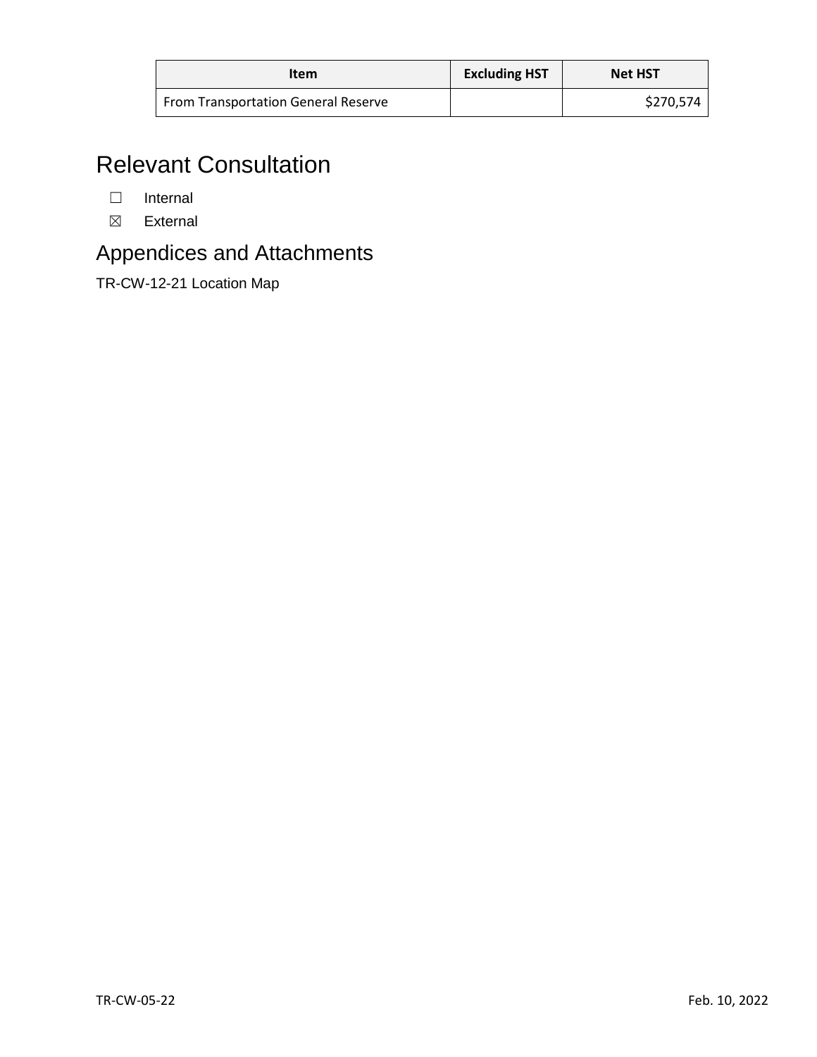| Item | Excluding HST | Net HST |
| --- | --- | --- |
| From Transportation General Reserve | | $270,574 |

# Relevant Consultation

- ☐ Internal
- ☒ External

## Appendices and Attachments

TR-CW-12-21 Location Map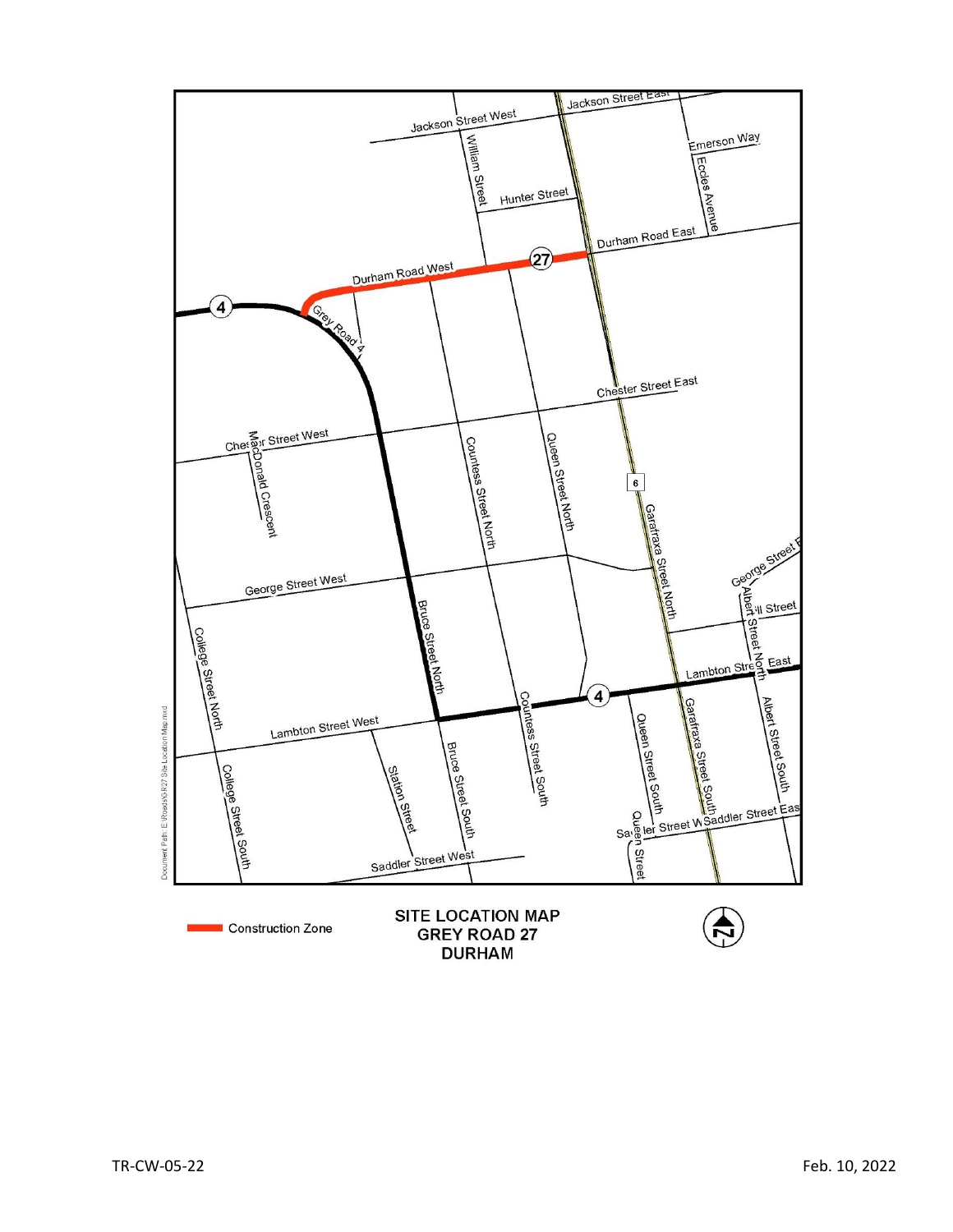Jackson Street West

Jackson Street East

William Street

Hunter Street

Emerson Way

Eccles Avenue

Durham Road East

Durham Road West

27

4

Grey Road 4

Chester Street East

Chester Street West

MacDonald Crescent

Countess Street North

Queen Street North

6

Garafraxa Street North

George Street West

George Street E

Albert Street North

Hill Street

Bruce Street North

College Street North

Lambton Street East

Lambton Street West

4

Countess Street South

Queen Street South

Garafraxa Street South

Albert Street South

Station Street

Bruce Street South

College Street South

Saddler Street West

Saddler Street East

Queen Street

Saddler Street West

Document Path: E:\Roads\GR27 Site Location Map.mxd

Construction Zone

**SITE LOCATION MAP**
**GREY ROAD 27**
**DURHAM**

N

TR-CW-05-22

Feb. 10, 2022